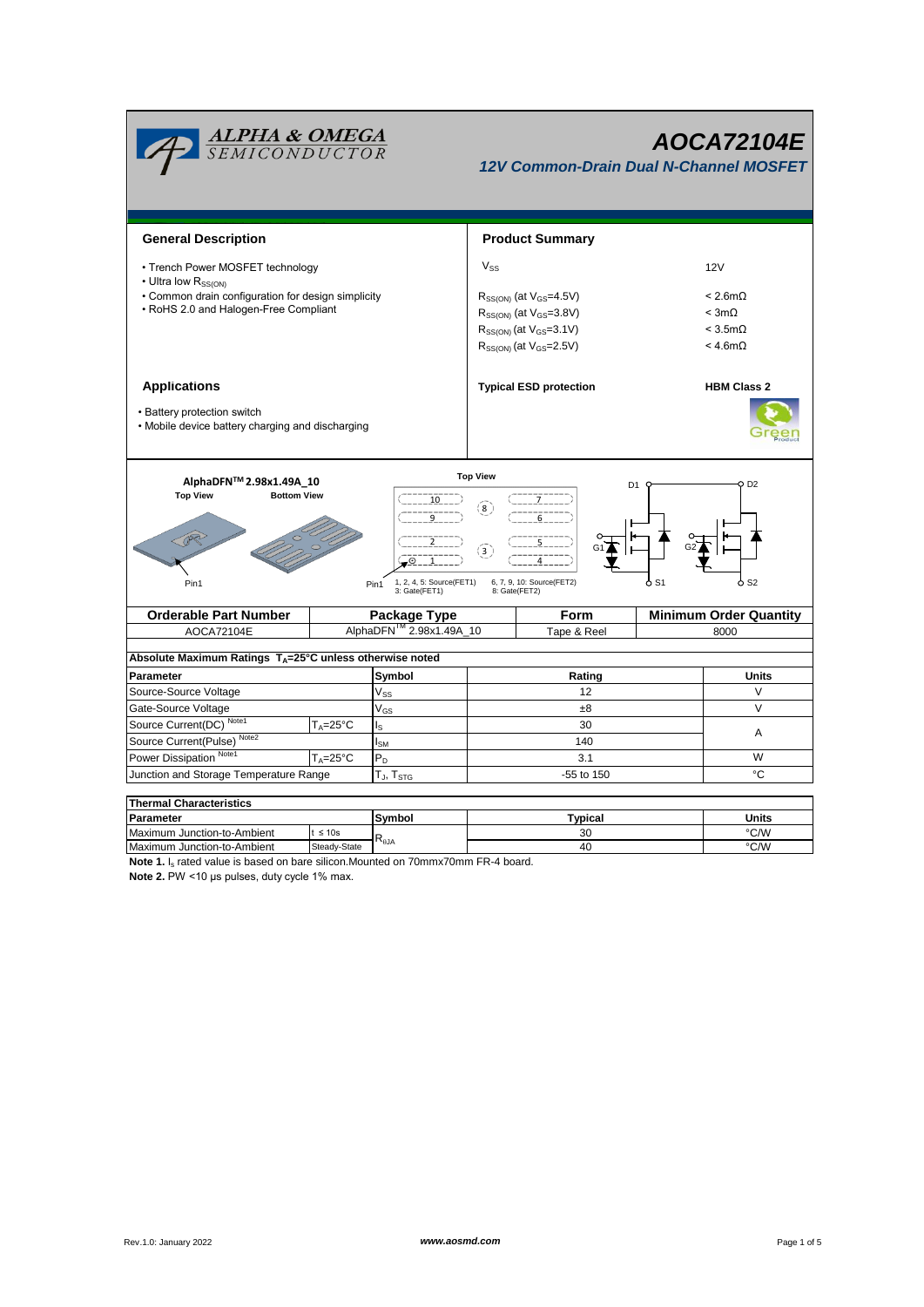# AOCA72104E

*12V Common-Drain Dual N-Channel MOSFET*

## General Description

- Trench Power MOSFET technology
- Ultra low $R_{SS(ON)}$
- Common drain configuration for design simplicity
- RoHS 2.0 and Halogen-Free Compliant

## Product Summary

| | |
|---|---|
| $V_{SS}$ | 12V |
| $R_{SS(ON)}$ (at $V_{GS}$=4.5V) | < 2.6mΩ |
| $R_{SS(ON)}$ (at $V_{GS}$=3.8V) | < 3mΩ |
| $R_{SS(ON)}$ (at $V_{GS}$=3.1V) | < 3.5mΩ |
| $R_{SS(ON)}$ (at $V_{GS}$=2.5V) | < 4.6mΩ |
| **Typical ESD protection** | **HBM Class 2** |

## Applications

- Battery protection switch
- Mobile device battery charging and discharging

AlphaDFN[TM] 2.98x1.49A_10

Top View | Bottom View | Top View

Pin1 | Pin1

1, 2, 4, 5: Source(FET1)
3: Gate(FET1)
6, 7, 9, 10: Source(FET2)
8: Gate(FET2)

D1, D2, G1, G2, S1, S2

| Orderable Part Number | Package Type | Form | Minimum Order Quantity |
|---|---|---|---|
| AOCA72104E | AlphaDFN[TM] 2.98x1.49A_10 | Tape & Reel | 8000 |

**Absolute Maximum Ratings $T_A$=25°C unless otherwise noted**

| Parameter | | Symbol | Rating | Units |
|---|---|---|---|---|
| Source-Source Voltage | | $V_{SS}$ | 12 | V |
| Gate-Source Voltage | | $V_{GS}$ | ±8 | V |
| Source Current(DC) Note1 | $T_A$=25°C | $I_S$ | 30 | A |
| Source Current(Pulse) Note2 | | $I_{SM}$ | 140 | A |
| Power Dissipation Note1 | $T_A$=25°C | $P_D$ | 3.1 | W |
| Junction and Storage Temperature Range | | $T_J$, $T_{STG}$ | -55 to 150 | °C |

**Thermal Characteristics**

| Parameter | | Symbol | Typical | Units |
|---|---|---|---|---|
| Maximum Junction-to-Ambient | t ≤ 10s | $R_{\theta JA}$ | 30 | °C/W |
| Maximum Junction-to-Ambient | Steady-State | $R_{\theta JA}$ | 40 | °C/W |

**Note 1.** $I_s$ rated value is based on bare silicon.Mounted on 70mmx70mm FR-4 board.

**Note 2.** PW <10 µs pulses, duty cycle 1% max.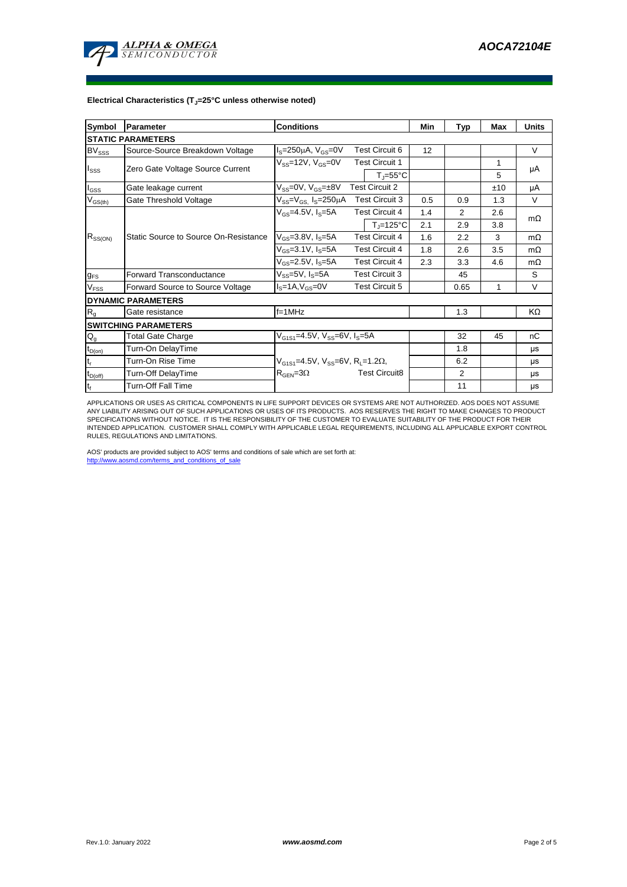**Electrical Characteristics ($T_J$=25°C unless otherwise noted)**

| Symbol | Parameter | Conditions | | Min | Typ | Max | Units |
|---|---|---|---|---|---|---|---|
| **STATIC PARAMETERS** | | | | | | | |
| $BV_{SSS}$ | Source-Source Breakdown Voltage | $I_S$=250µA, $V_{GS}$=0V | Test Circuit 6 | 12 | | | V |
| $I_{SSS}$ | Zero Gate Voltage Source Current | $V_{SS}$=12V, $V_{GS}$=0V | Test Circuit 1 | | | 1 | µA |
| | | | $T_J$=55°C | | | 5 | |
| $I_{GSS}$ | Gate leakage current | $V_{SS}$=0V, $V_{GS}$=±8V | Test Circuit 2 | | | ±10 | µA |
| $V_{GS(th)}$ | Gate Threshold Voltage | $V_{SS}$=$V_{GS,}$ $I_S$=250µA | Test Circuit 3 | 0.5 | 0.9 | 1.3 | V |
| $R_{SS(ON)}$ | Static Source to Source On-Resistance | $V_{GS}$=4.5V, $I_S$=5A | Test Circuit 4 | 1.4 | 2 | 2.6 | mΩ |
| | | | $T_J$=125°C | 2.1 | 2.9 | 3.8 | |
| | | $V_{GS}$=3.8V, $I_S$=5A | Test Circuit 4 | 1.6 | 2.2 | 3 | mΩ |
| | | $V_{GS}$=3.1V, $I_S$=5A | Test Circuit 4 | 1.8 | 2.6 | 3.5 | mΩ |
| | | $V_{GS}$=2.5V, $I_S$=5A | Test Circuit 4 | 2.3 | 3.3 | 4.6 | mΩ |
| $g_{FS}$ | Forward Transconductance | $V_{SS}$=5V, $I_S$=5A | Test Circuit 3 | | 45 | | S |
| $V_{FSS}$ | Forward Source to Source Voltage | $I_S$=1A,$V_{GS}$=0V | Test Circuit 5 | | 0.65 | 1 | V |
| **DYNAMIC PARAMETERS** | | | | | | | |
| $R_g$ | Gate resistance | f=1MHz | | | 1.3 | | KΩ |
| **SWITCHING PARAMETERS** | | | | | | | |
| $Q_g$ | Total Gate Charge | $V_{G1S1}$=4.5V, $V_{SS}$=6V, $I_S$=5A | | | 32 | 45 | nC |
| $t_{D(on)}$ | Turn-On DelayTime | $V_{G1S1}$=4.5V, $V_{SS}$=6V, $R_L$=1.2Ω, $R_{GEN}$=3Ω | Test Circuit8 | | 1.8 | | µs |
| $t_r$ | Turn-On Rise Time | | | | 6.2 | | µs |
| $t_{D(off)}$ | Turn-Off DelayTime | | | | 2 | | µs |
| $t_f$ | Turn-Off Fall Time | | | | 11 | | µs |

APPLICATIONS OR USES AS CRITICAL COMPONENTS IN LIFE SUPPORT DEVICES OR SYSTEMS ARE NOT AUTHORIZED. AOS DOES NOT ASSUME ANY LIABILITY ARISING OUT OF SUCH APPLICATIONS OR USES OF ITS PRODUCTS. AOS RESERVES THE RIGHT TO MAKE CHANGES TO PRODUCT SPECIFICATIONS WITHOUT NOTICE. IT IS THE RESPONSIBILITY OF THE CUSTOMER TO EVALUATE SUITABILITY OF THE PRODUCT FOR THEIR INTENDED APPLICATION. CUSTOMER SHALL COMPLY WITH APPLICABLE LEGAL REQUIREMENTS, INCLUDING ALL APPLICABLE EXPORT CONTROL RULES, REGULATIONS AND LIMITATIONS.

AOS' products are provided subject to AOS' terms and conditions of sale which are set forth at:
http://www.aosmd.com/terms_and_conditions_of_sale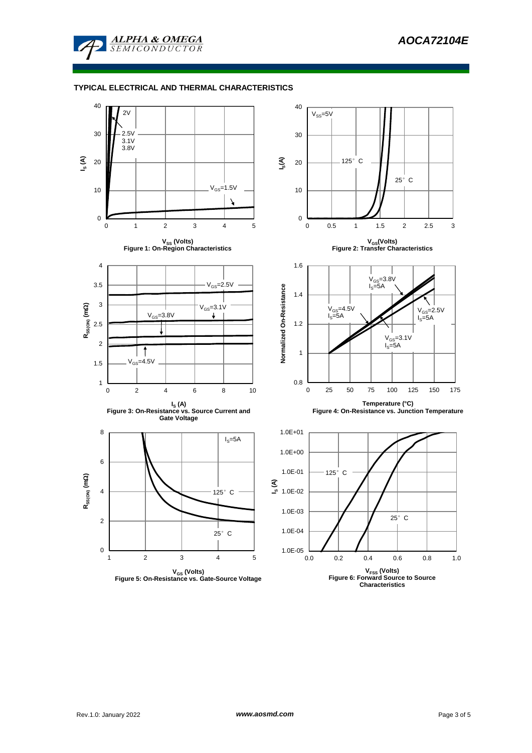### TYPICAL ELECTRICAL AND THERMAL CHARACTERISTICS

Figure 1: On-Region Characteristics

Figure 2: Transfer Characteristics

Figure 3: On-Resistance vs. Source Current and Gate Voltage

Figure 4: On-Resistance vs. Junction Temperature

Figure 5: On-Resistance vs. Gate-Source Voltage

Figure 6: Forward Source to Source Characteristics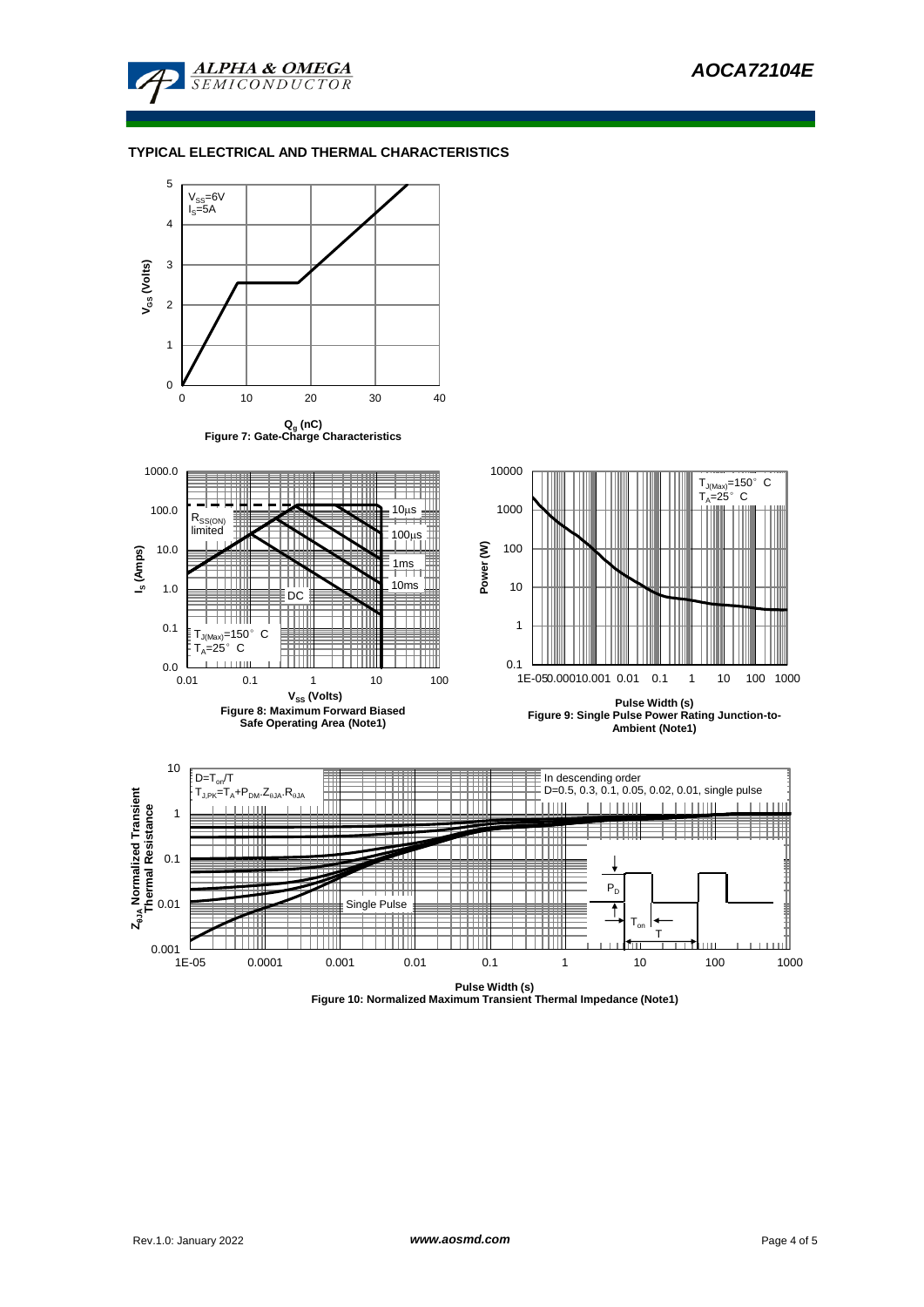## TYPICAL ELECTRICAL AND THERMAL CHARACTERISTICS

$V_{SS}$=6V
$I_S$=5A

$V_{GS}$ (Volts)

$Q_g$ (nC)

Figure 7: Gate-Charge Characteristics

$R_{SS(ON)}$ limited

10µs
100µs
1ms
10ms
DC

$T_{J(Max)}$=150° C
$T_A$=25° C

$I_S$ (Amps)

$V_{SS}$ (Volts)

Figure 8: Maximum Forward Biased Safe Operating Area (Note1)

$T_{J(Max)}$=150° C
$T_A$=25° C

Power (W)

Pulse Width (s)

Figure 9: Single Pulse Power Rating Junction-to-Ambient (Note1)

$D=T_{on}/T$
$T_{J,PK}=T_A+P_{DM}.Z_{\theta JA}.R_{\theta JA}$

In descending order
D=0.5, 0.3, 0.1, 0.05, 0.02, 0.01, single pulse

Single Pulse

$P_D$
$T_{on}$
T

$Z_{\theta JA}$ Normalized Transient Thermal Resistance

Pulse Width (s)

Figure 10: Normalized Maximum Transient Thermal Impedance (Note1)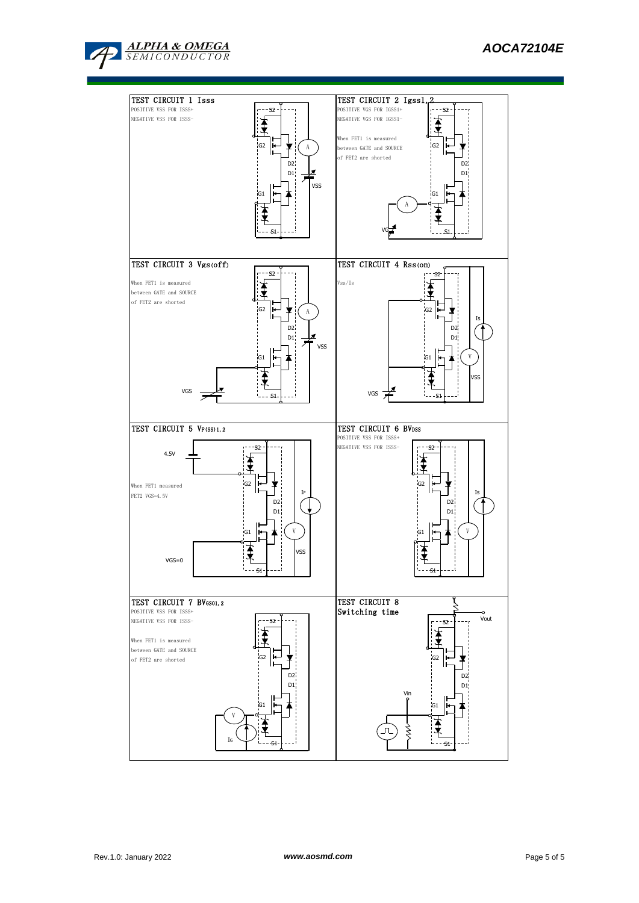TEST CIRCUIT 1 Isss

POSITIVE VSS FOR ISSS+

NEGATIVE VSS FOR ISSS-

S2

G2

A

D2

D1

VSS

G1

S1

TEST CIRCUIT 2 Igss1,2

POSITIVE VGS FOR IGSS1+

NEGATIVE VGS FOR IGSS1-

When FET1 is measured between GATE and SOURCE of FET2 are shorted

S2

G2

D2

D1

G1

A

VG

S1

TEST CIRCUIT 3 Vgs(off)

When FET1 is measured between GATE and SOURCE of FET2 are shorted

S2

G2

A

D2

D1

VSS

G1

VGS

S1

TEST CIRCUIT 4 Rss(on)

Vss/Is

S2

G2

Is

D2

D1

G1

V

VSS

VGS

S1

TEST CIRCUIT 5 VF(SS)1,2

4.5V

S2

G2

When FET1 measured FET2 VGS=4.5V

IF

D2

D1

G1

V

VSS

VGS=0

S1

TEST CIRCUIT 6 BVDSS

POSITIVE VSS FOR ISSS+

NEGATIVE VSS FOR ISSS-

S2

G2

Is

D2

D1

G1

V

S1

TEST CIRCUIT 7 BVGSO1,2

POSITIVE VSS FOR ISSS+

NEGATIVE VSS FOR ISSS-

When FET1 is measured between GATE and SOURCE of FET2 are shorted

S2

G2

D2

D1

G1

V

IG

S1

TEST CIRCUIT 8 Switching time

Vout

S2

G2

D2

D1

Vin

G1

S1